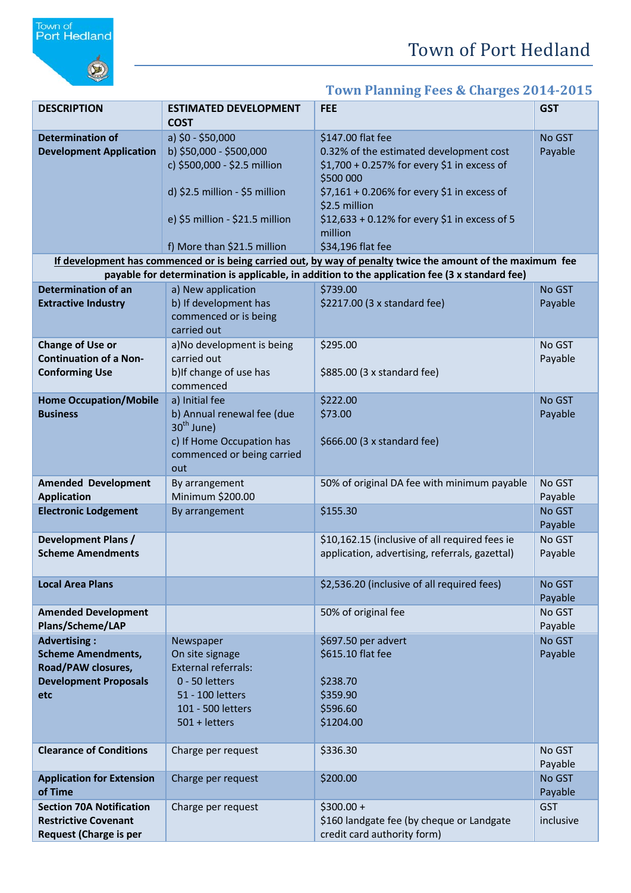# Town of Port Hedland

## Town Planning Fees & Charges 2014-2015

| DESCRIPTION | ESTIMATED DEVELOPMENT COST | FEE | GST |
|---|---|---|---|
| **Determination of Development Application** | a) $0 - $50,000<br>b) $50,000 - $500,000<br>c) $500,000 - $2.5 million<br>d) $2.5 million - $5 million<br>e) $5 million - $21.5 million<br>f) More than $21.5 million | $147.00 flat fee<br>0.32% of the estimated development cost<br>$1,700 + 0.257% for every $1 in excess of $500 000<br>$7,161 + 0.206% for every $1 in excess of $2.5 million<br>$12,633 + 0.12% for every $1 in excess of 5 million<br>$34,196 flat fee | No GST Payable |
| **If development has commenced or is being carried out, by way of penalty twice the amount of the maximum fee payable for determination is applicable, in addition to the application fee (3 x standard fee)** | | | |
| **Determination of an Extractive Industry** | a) New application<br>b) If development has commenced or is being carried out | $739.00<br>$2217.00 (3 x standard fee) | No GST Payable |
| **Change of Use or Continuation of a Non-Conforming Use** | a)No development is being carried out<br>b)If change of use has commenced | $295.00<br>$885.00 (3 x standard fee) | No GST Payable |
| **Home Occupation/Mobile Business** | a) Initial fee<br>b) Annual renewal fee (due 30th June)<br>c) If Home Occupation has commenced or being carried out | $222.00<br>$73.00<br>$666.00 (3 x standard fee) | No GST Payable |
| **Amended Development Application** | By arrangement<br>Minimum $200.00 | 50% of original DA fee with minimum payable | No GST Payable |
| **Electronic Lodgement** | By arrangement | $155.30 | No GST Payable |
| **Development Plans / Scheme Amendments** | | $10,162.15 (inclusive of all required fees ie application, advertising, referrals, gazettal) | No GST Payable |
| **Local Area Plans** | | $2,536.20 (inclusive of all required fees) | No GST Payable |
| **Amended Development Plans/Scheme/LAP** | | 50% of original fee | No GST Payable |
| **Advertising : Scheme Amendments, Road/PAW closures, Development Proposals etc** | Newspaper<br>On site signage<br>External referrals:<br>0 - 50 letters<br>51 - 100 letters<br>101 - 500 letters<br>501 + letters | $697.50 per advert<br>$615.10 flat fee<br><br>$238.70<br>$359.90<br>$596.60<br>$1204.00 | No GST Payable |
| **Clearance of Conditions** | Charge per request | $336.30 | No GST Payable |
| **Application for Extension of Time** | Charge per request | $200.00 | No GST Payable |
| **Section 70A Notification Restrictive Covenant Request (Charge is per** | Charge per request | $300.00 +<br>$160 landgate fee (by cheque or Landgate credit card authority form) | GST inclusive |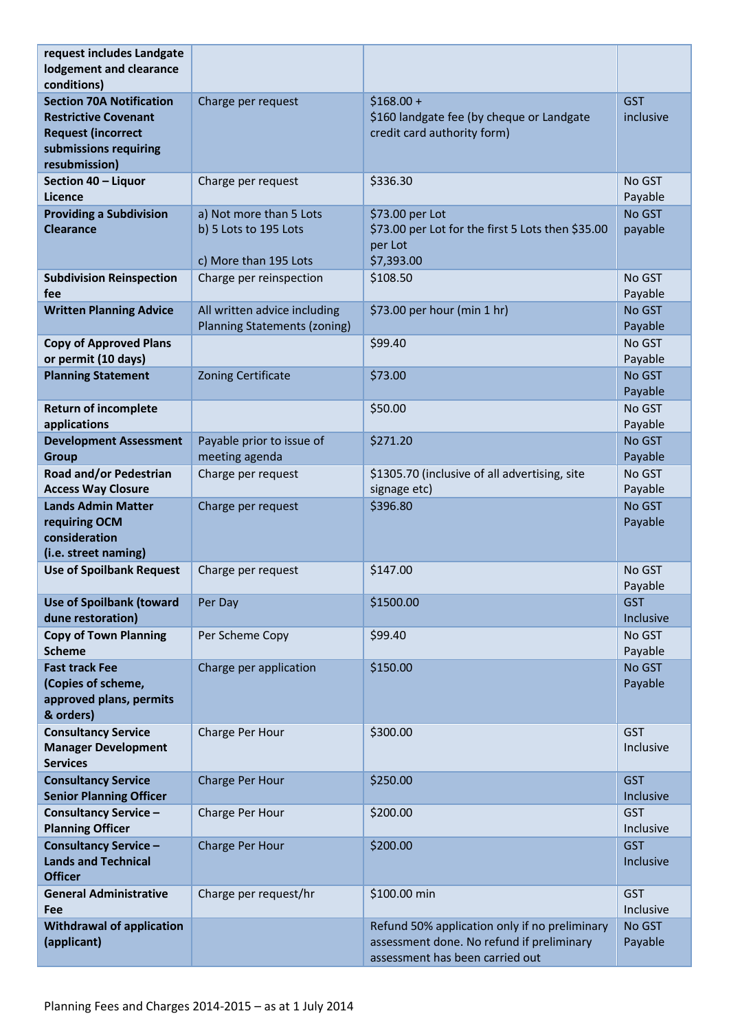| | | | |
|---|---|---|---|
| **request includes Landgate lodgement and clearance conditions)** | | | |
| **Section 70A Notification Restrictive Covenant Request (incorrect submissions requiring resubmission)** | Charge per request | $168.00 +<br>$160 landgate fee (by cheque or Landgate credit card authority form) | GST inclusive |
| **Section 40 – Liquor Licence** | Charge per request | $336.30 | No GST Payable |
| **Providing a Subdivision Clearance** | a) Not more than 5 Lots<br>b) 5 Lots to 195 Lots<br>c) More than 195 Lots | $73.00 per Lot<br>$73.00 per Lot for the first 5 Lots then $35.00 per Lot<br>$7,393.00 | No GST payable |
| **Subdivision Reinspection fee** | Charge per reinspection | $108.50 | No GST Payable |
| **Written Planning Advice** | All written advice including Planning Statements (zoning) | $73.00 per hour (min 1 hr) | No GST Payable |
| **Copy of Approved Plans or permit (10 days)** | | $99.40 | No GST Payable |
| **Planning Statement** | Zoning Certificate | $73.00 | No GST Payable |
| **Return of incomplete applications** | | $50.00 | No GST Payable |
| **Development Assessment Group** | Payable prior to issue of meeting agenda | $271.20 | No GST Payable |
| **Road and/or Pedestrian Access Way Closure** | Charge per request | $1305.70 (inclusive of all advertising, site signage etc) | No GST Payable |
| **Lands Admin Matter requiring OCM consideration (i.e. street naming)** | Charge per request | $396.80 | No GST Payable |
| **Use of Spoilbank Request** | Charge per request | $147.00 | No GST Payable |
| **Use of Spoilbank (toward dune restoration)** | Per Day | $1500.00 | GST Inclusive |
| **Copy of Town Planning Scheme** | Per Scheme Copy | $99.40 | No GST Payable |
| **Fast track Fee (Copies of scheme, approved plans, permits & orders)** | Charge per application | $150.00 | No GST Payable |
| **Consultancy Service Manager Development Services** | Charge Per Hour | $300.00 | GST Inclusive |
| **Consultancy Service Senior Planning Officer** | Charge Per Hour | $250.00 | GST Inclusive |
| **Consultancy Service – Planning Officer** | Charge Per Hour | $200.00 | GST Inclusive |
| **Consultancy Service – Lands and Technical Officer** | Charge Per Hour | $200.00 | GST Inclusive |
| **General Administrative Fee** | Charge per request/hr | $100.00 min | GST Inclusive |
| **Withdrawal of application (applicant)** | | Refund 50% application only if no preliminary assessment done. No refund if preliminary assessment has been carried out | No GST Payable |

Planning Fees and Charges 2014-2015 – as at 1 July 2014